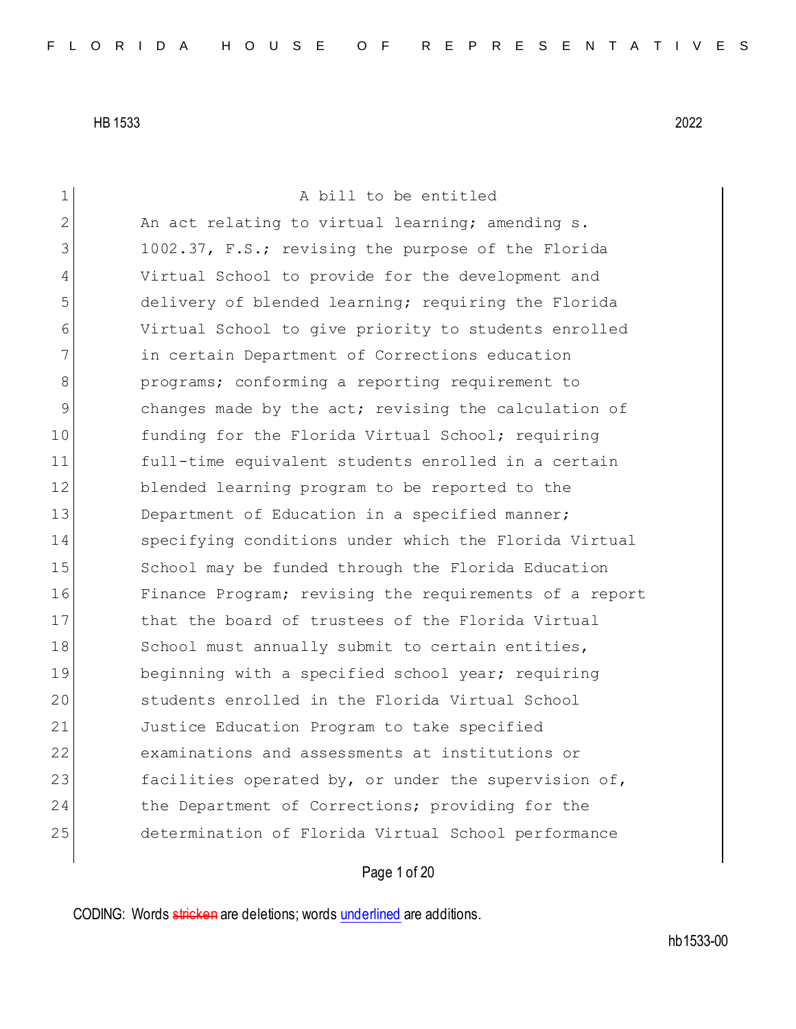HB 1533 2022

A bill to be entitled

An act relating to virtual learning; amending s. 1002.37, F.S.; revising the purpose of the Florida Virtual School to provide for the development and delivery of blended learning; requiring the Florida Virtual School to give priority to students enrolled in certain Department of Corrections education programs; conforming a reporting requirement to changes made by the act; revising the calculation of funding for the Florida Virtual School; requiring full-time equivalent students enrolled in a certain blended learning program to be reported to the Department of Education in a specified manner; specifying conditions under which the Florida Virtual School may be funded through the Florida Education Finance Program; revising the requirements of a report that the board of trustees of the Florida Virtual School must annually submit to certain entities, beginning with a specified school year; requiring students enrolled in the Florida Virtual School Justice Education Program to take specified examinations and assessments at institutions or facilities operated by, or under the supervision of, the Department of Corrections; providing for the determination of Florida Virtual School performance

CODING: Words stricken are deletions; words underlined are additions.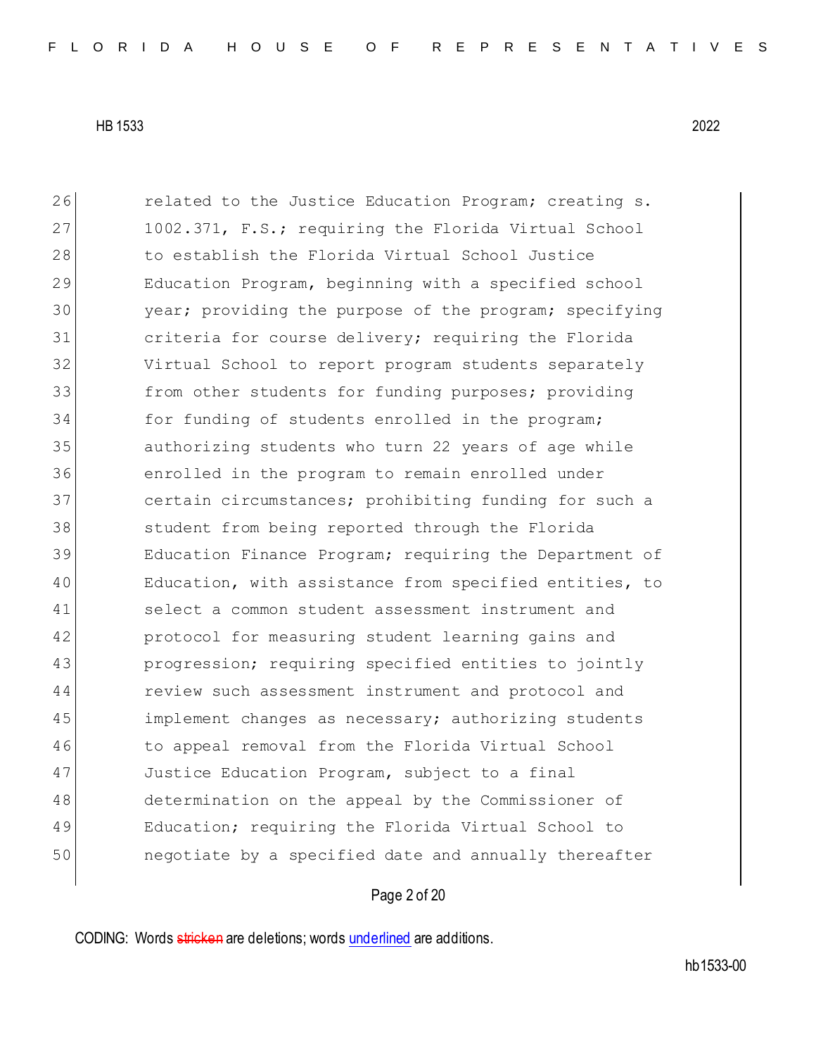26 related to the Justice Education Program; creating s.
27 1002.371, F.S.; requiring the Florida Virtual School
28 to establish the Florida Virtual School Justice
29 Education Program, beginning with a specified school
30 year; providing the purpose of the program; specifying
31 criteria for course delivery; requiring the Florida
32 Virtual School to report program students separately
33 from other students for funding purposes; providing
34 for funding of students enrolled in the program;
35 authorizing students who turn 22 years of age while
36 enrolled in the program to remain enrolled under
37 certain circumstances; prohibiting funding for such a
38 student from being reported through the Florida
39 Education Finance Program; requiring the Department of
40 Education, with assistance from specified entities, to
41 select a common student assessment instrument and
42 protocol for measuring student learning gains and
43 progression; requiring specified entities to jointly
44 review such assessment instrument and protocol and
45 implement changes as necessary; authorizing students
46 to appeal removal from the Florida Virtual School
47 Justice Education Program, subject to a final
48 determination on the appeal by the Commissioner of
49 Education; requiring the Florida Virtual School to
50 negotiate by a specified date and annually thereafter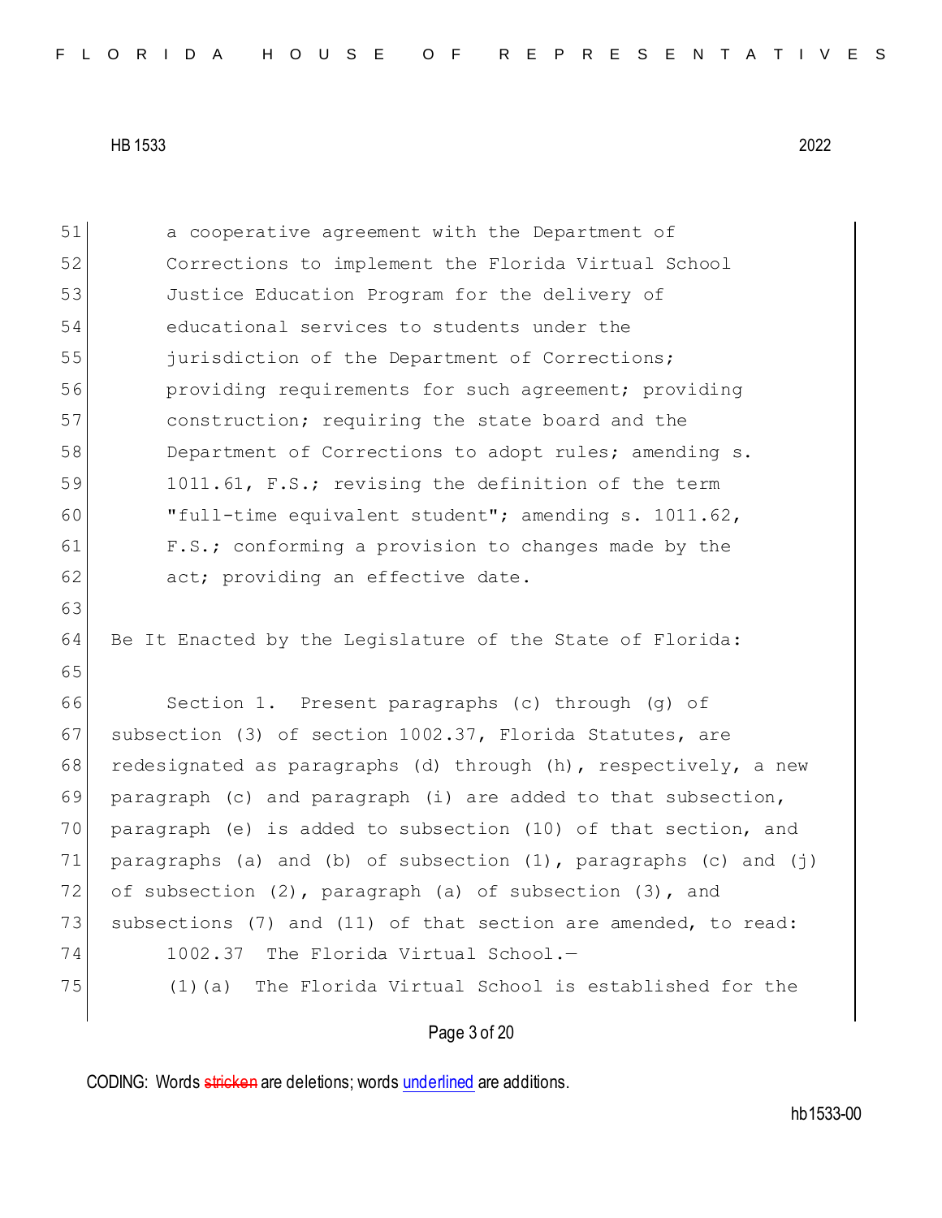a cooperative agreement with the Department of Corrections to implement the Florida Virtual School Justice Education Program for the delivery of educational services to students under the jurisdiction of the Department of Corrections; providing requirements for such agreement; providing construction; requiring the state board and the Department of Corrections to adopt rules; amending s. 1011.61, F.S.; revising the definition of the term "full-time equivalent student"; amending s. 1011.62, F.S.; conforming a provision to changes made by the act; providing an effective date.

Be It Enacted by the Legislature of the State of Florida:

Section 1. Present paragraphs (c) through (g) of subsection (3) of section 1002.37, Florida Statutes, are redesignated as paragraphs (d) through (h), respectively, a new paragraph (c) and paragraph (i) are added to that subsection, paragraph (e) is added to subsection (10) of that section, and paragraphs (a) and (b) of subsection (1), paragraphs (c) and (j) of subsection (2), paragraph (a) of subsection (3), and subsections (7) and (11) of that section are amended, to read:

1002.37 The Florida Virtual School.—

(1)(a) The Florida Virtual School is established for the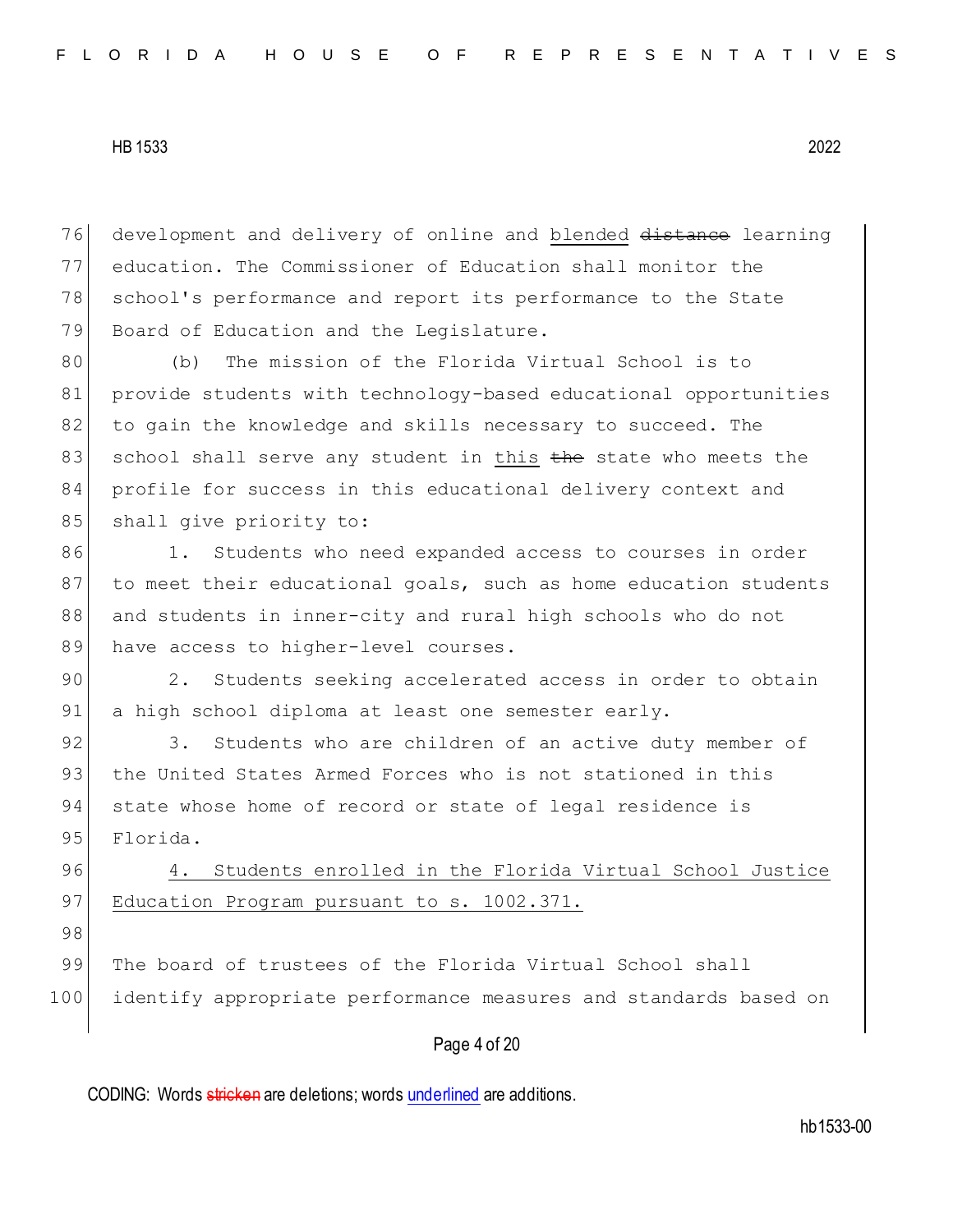development and delivery of online and <u>blended</u> ~~distance~~ learning education. The Commissioner of Education shall monitor the school's performance and report its performance to the State Board of Education and the Legislature.

(b) The mission of the Florida Virtual School is to provide students with technology-based educational opportunities to gain the knowledge and skills necessary to succeed. The school shall serve any student in <u>this</u> ~~the~~ state who meets the profile for success in this educational delivery context and shall give priority to:

1. Students who need expanded access to courses in order to meet their educational goals, such as home education students and students in inner-city and rural high schools who do not have access to higher-level courses.

2. Students seeking accelerated access in order to obtain a high school diploma at least one semester early.

3. Students who are children of an active duty member of the United States Armed Forces who is not stationed in this state whose home of record or state of legal residence is Florida.

<u>4. Students enrolled in the Florida Virtual School Justice Education Program pursuant to s. 1002.371.</u>

The board of trustees of the Florida Virtual School shall identify appropriate performance measures and standards based on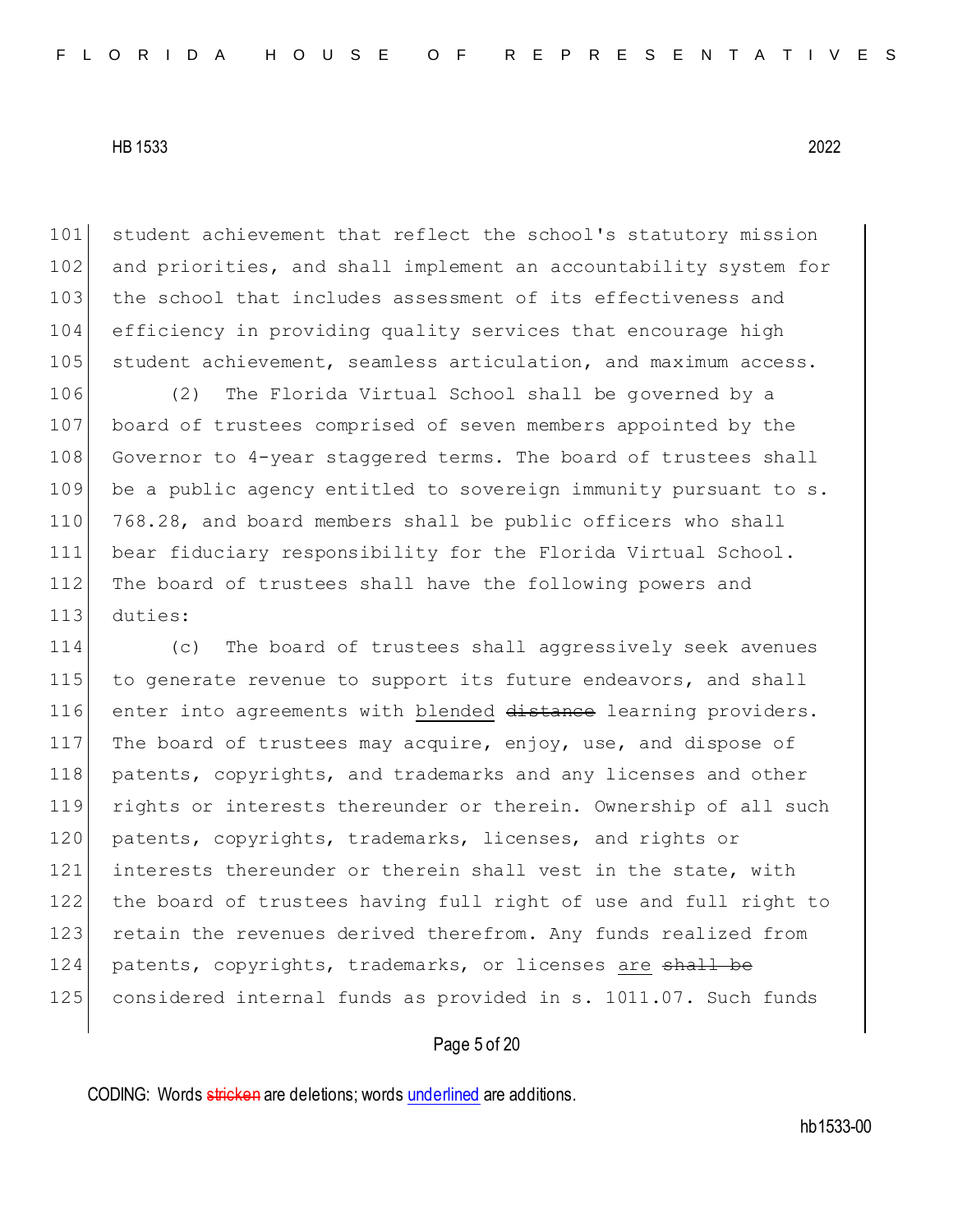101 student achievement that reflect the school's statutory mission
102 and priorities, and shall implement an accountability system for
103 the school that includes assessment of its effectiveness and
104 efficiency in providing quality services that encourage high
105 student achievement, seamless articulation, and maximum access.

106 (2) The Florida Virtual School shall be governed by a
107 board of trustees comprised of seven members appointed by the
108 Governor to 4-year staggered terms. The board of trustees shall
109 be a public agency entitled to sovereign immunity pursuant to s.
110 768.28, and board members shall be public officers who shall
111 bear fiduciary responsibility for the Florida Virtual School.
112 The board of trustees shall have the following powers and
113 duties:

114 (c) The board of trustees shall aggressively seek avenues
115 to generate revenue to support its future endeavors, and shall
116 enter into agreements with <u>blended</u> ~~distance~~ learning providers.
117 The board of trustees may acquire, enjoy, use, and dispose of
118 patents, copyrights, and trademarks and any licenses and other
119 rights or interests thereunder or therein. Ownership of all such
120 patents, copyrights, trademarks, licenses, and rights or
121 interests thereunder or therein shall vest in the state, with
122 the board of trustees having full right of use and full right to
123 retain the revenues derived therefrom. Any funds realized from
124 patents, copyrights, trademarks, or licenses <u>are</u> ~~shall be~~
125 considered internal funds as provided in s. 1011.07. Such funds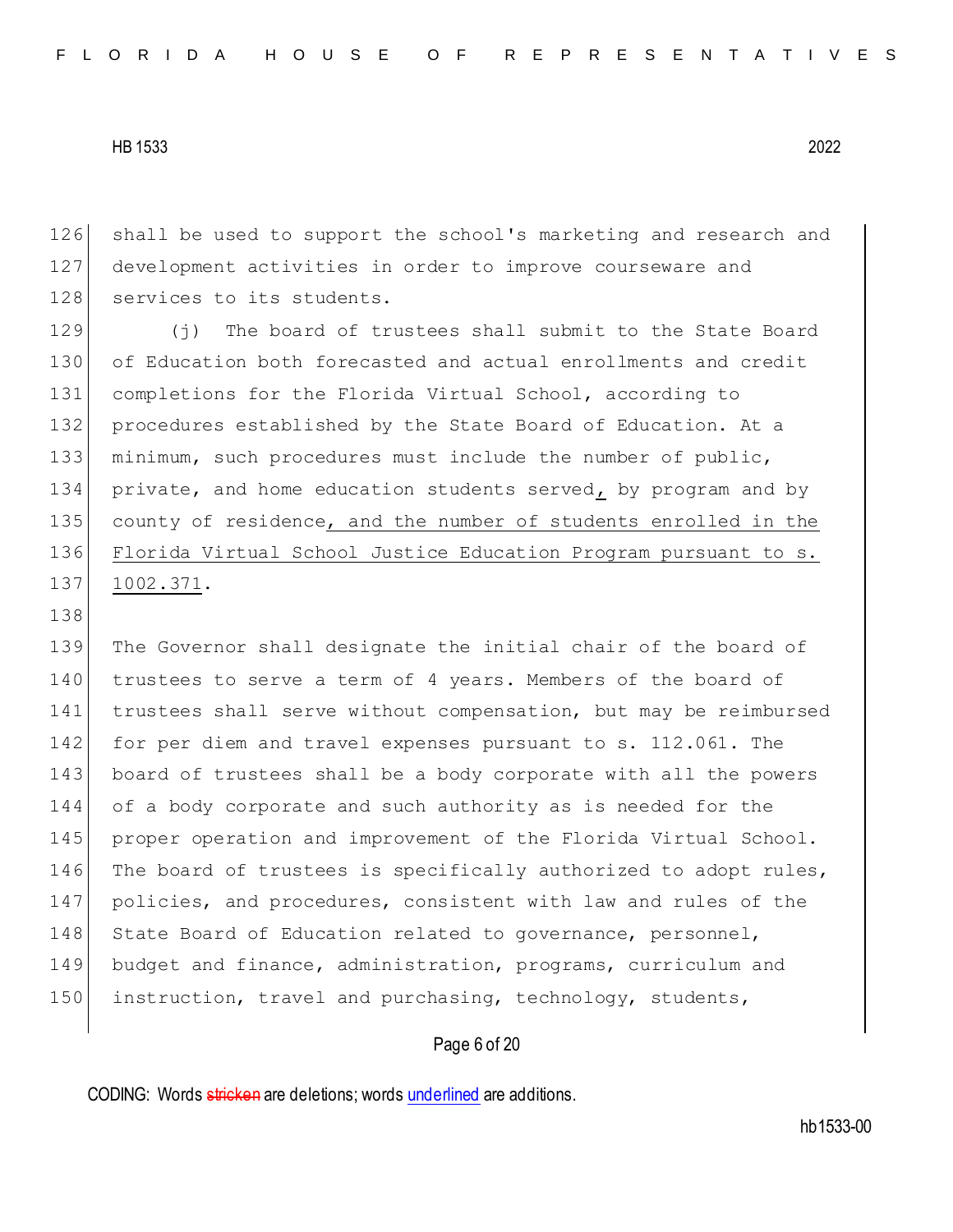shall be used to support the school's marketing and research and development activities in order to improve courseware and services to its students.

(j) The board of trustees shall submit to the State Board of Education both forecasted and actual enrollments and credit completions for the Florida Virtual School, according to procedures established by the State Board of Education. At a minimum, such procedures must include the number of public, private, and home education students served<u>,</u> by program and by county of residence<u>, and the number of students enrolled in the Florida Virtual School Justice Education Program pursuant to s. 1002.371</u>.

The Governor shall designate the initial chair of the board of trustees to serve a term of 4 years. Members of the board of trustees shall serve without compensation, but may be reimbursed for per diem and travel expenses pursuant to s. 112.061. The board of trustees shall be a body corporate with all the powers of a body corporate and such authority as is needed for the proper operation and improvement of the Florida Virtual School. The board of trustees is specifically authorized to adopt rules, policies, and procedures, consistent with law and rules of the State Board of Education related to governance, personnel, budget and finance, administration, programs, curriculum and instruction, travel and purchasing, technology, students,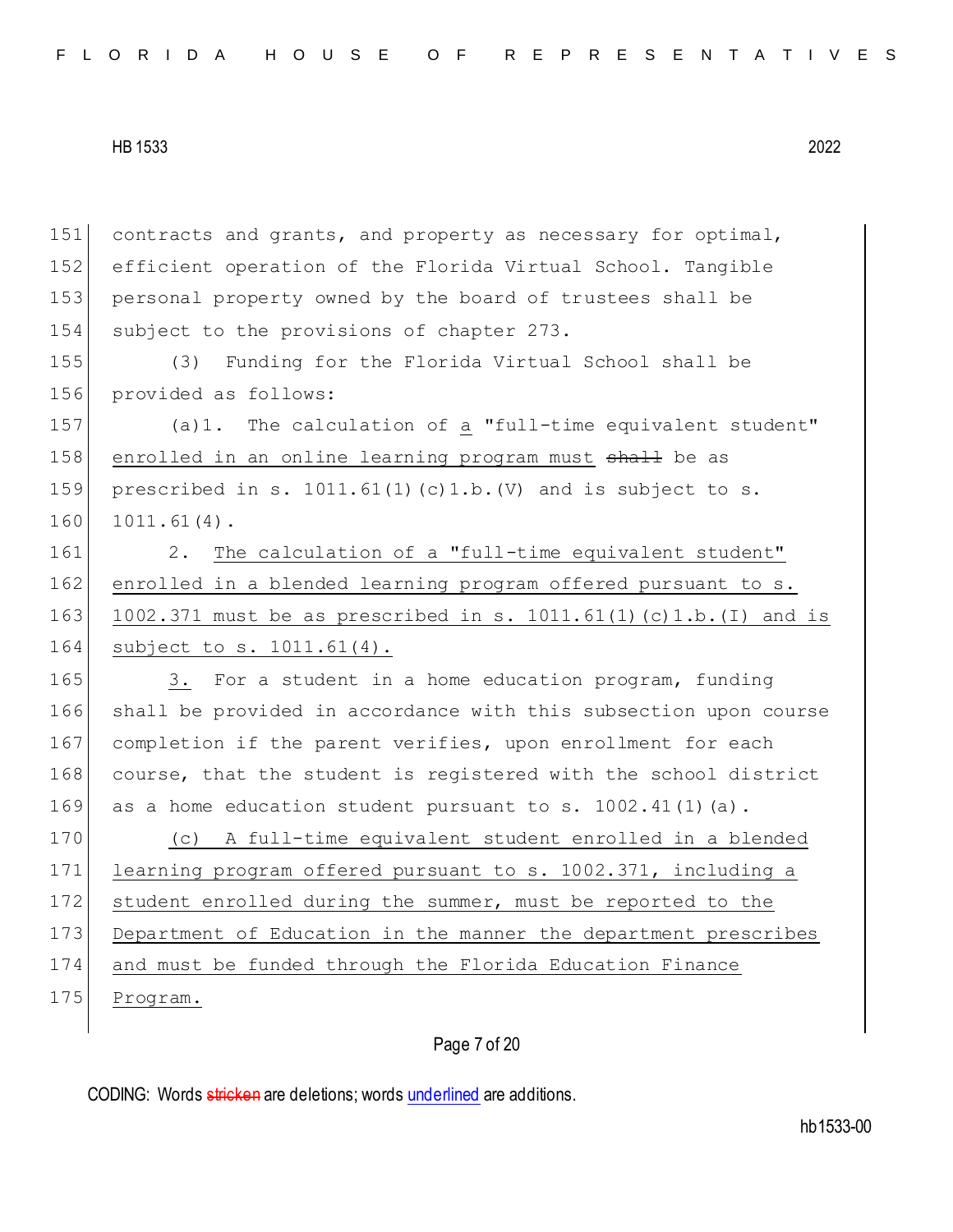151 contracts and grants, and property as necessary for optimal,
152 efficient operation of the Florida Virtual School. Tangible
153 personal property owned by the board of trustees shall be
154 subject to the provisions of chapter 273.

155 (3) Funding for the Florida Virtual School shall be
156 provided as follows:

157 (a)1. The calculation of <u>a</u> "full-time equivalent student"
158 <u>enrolled in an online learning program must</u> ~~shall~~ be as
159 prescribed in s. 1011.61(1)(c)1.b.(V) and is subject to s.
160 1011.61(4).

161 2. <u>The calculation of a "full-time equivalent student"</u>
162 <u>enrolled in a blended learning program offered pursuant to s.</u>
163 <u>1002.371 must be as prescribed in s. 1011.61(1)(c)1.b.(I) and is</u>
164 <u>subject to s. 1011.61(4).</u>

165 <u>3.</u> For a student in a home education program, funding
166 shall be provided in accordance with this subsection upon course
167 completion if the parent verifies, upon enrollment for each
168 course, that the student is registered with the school district
169 as a home education student pursuant to s. 1002.41(1)(a).

170 <u>(c) A full-time equivalent student enrolled in a blended</u>
171 <u>learning program offered pursuant to s. 1002.371, including a</u>
172 <u>student enrolled during the summer, must be reported to the</u>
173 <u>Department of Education in the manner the department prescribes</u>
174 <u>and must be funded through the Florida Education Finance</u>
175 <u>Program.</u>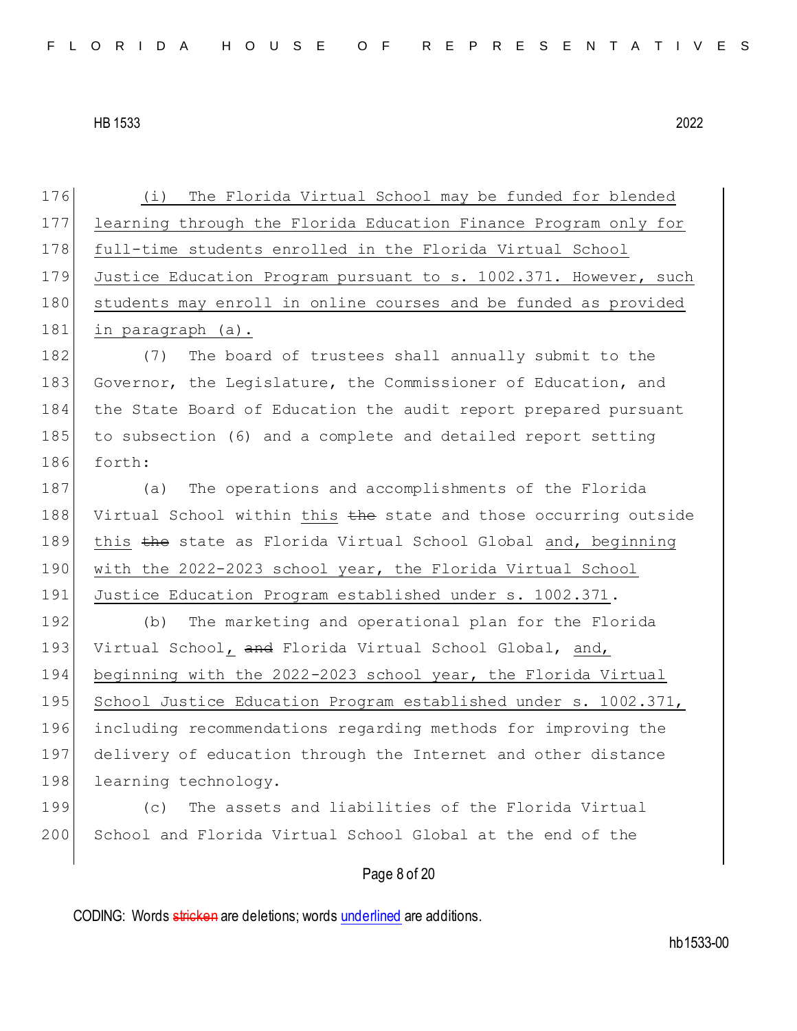176 (i) The Florida Virtual School may be funded for blended
177 learning through the Florida Education Finance Program only for
178 full-time students enrolled in the Florida Virtual School
179 Justice Education Program pursuant to s. 1002.371. However, such
180 students may enroll in online courses and be funded as provided
181 in paragraph (a).

182 (7) The board of trustees shall annually submit to the
183 Governor, the Legislature, the Commissioner of Education, and
184 the State Board of Education the audit report prepared pursuant
185 to subsection (6) and a complete and detailed report setting
186 forth:

187 (a) The operations and accomplishments of the Florida
188 Virtual School within this ~~the~~ state and those occurring outside
189 this ~~the~~ state as Florida Virtual School Global and, beginning
190 with the 2022-2023 school year, the Florida Virtual School
191 Justice Education Program established under s. 1002.371.

192 (b) The marketing and operational plan for the Florida
193 Virtual School, ~~and~~ Florida Virtual School Global, and,
194 beginning with the 2022-2023 school year, the Florida Virtual
195 School Justice Education Program established under s. 1002.371,
196 including recommendations regarding methods for improving the
197 delivery of education through the Internet and other distance
198 learning technology.

199 (c) The assets and liabilities of the Florida Virtual
200 School and Florida Virtual School Global at the end of the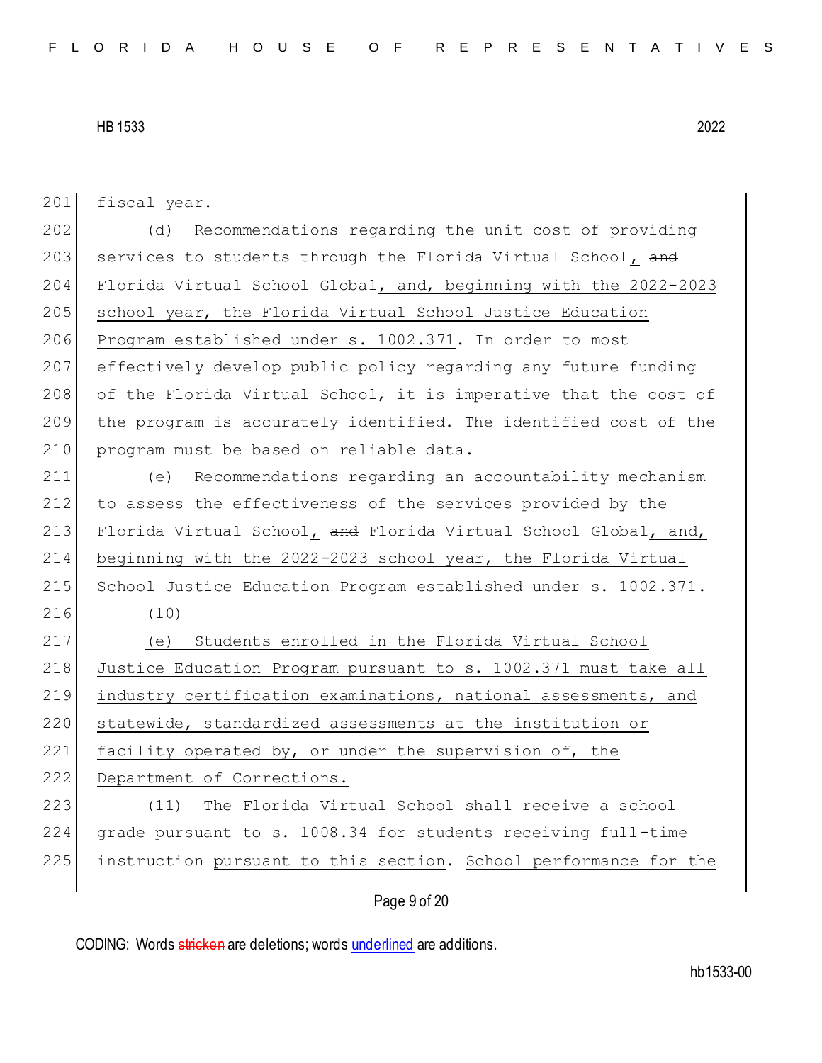201 fiscal year.

202 (d) Recommendations regarding the unit cost of providing

203 services to students through the Florida Virtual School, ~~and~~

204 Florida Virtual School Global, and, beginning with the 2022-2023

205 school year, the Florida Virtual School Justice Education

206 Program established under s. 1002.371. In order to most

207 effectively develop public policy regarding any future funding

208 of the Florida Virtual School, it is imperative that the cost of

209 the program is accurately identified. The identified cost of the

210 program must be based on reliable data.

211 (e) Recommendations regarding an accountability mechanism

212 to assess the effectiveness of the services provided by the

213 Florida Virtual School, ~~and~~ Florida Virtual School Global, and,

214 beginning with the 2022-2023 school year, the Florida Virtual

215 School Justice Education Program established under s. 1002.371.

216 (10)

217 (e) Students enrolled in the Florida Virtual School

218 Justice Education Program pursuant to s. 1002.371 must take all

219 industry certification examinations, national assessments, and

220 statewide, standardized assessments at the institution or

221 facility operated by, or under the supervision of, the

222 Department of Corrections.

223 (11) The Florida Virtual School shall receive a school

224 grade pursuant to s. 1008.34 for students receiving full-time

225 instruction pursuant to this section. School performance for the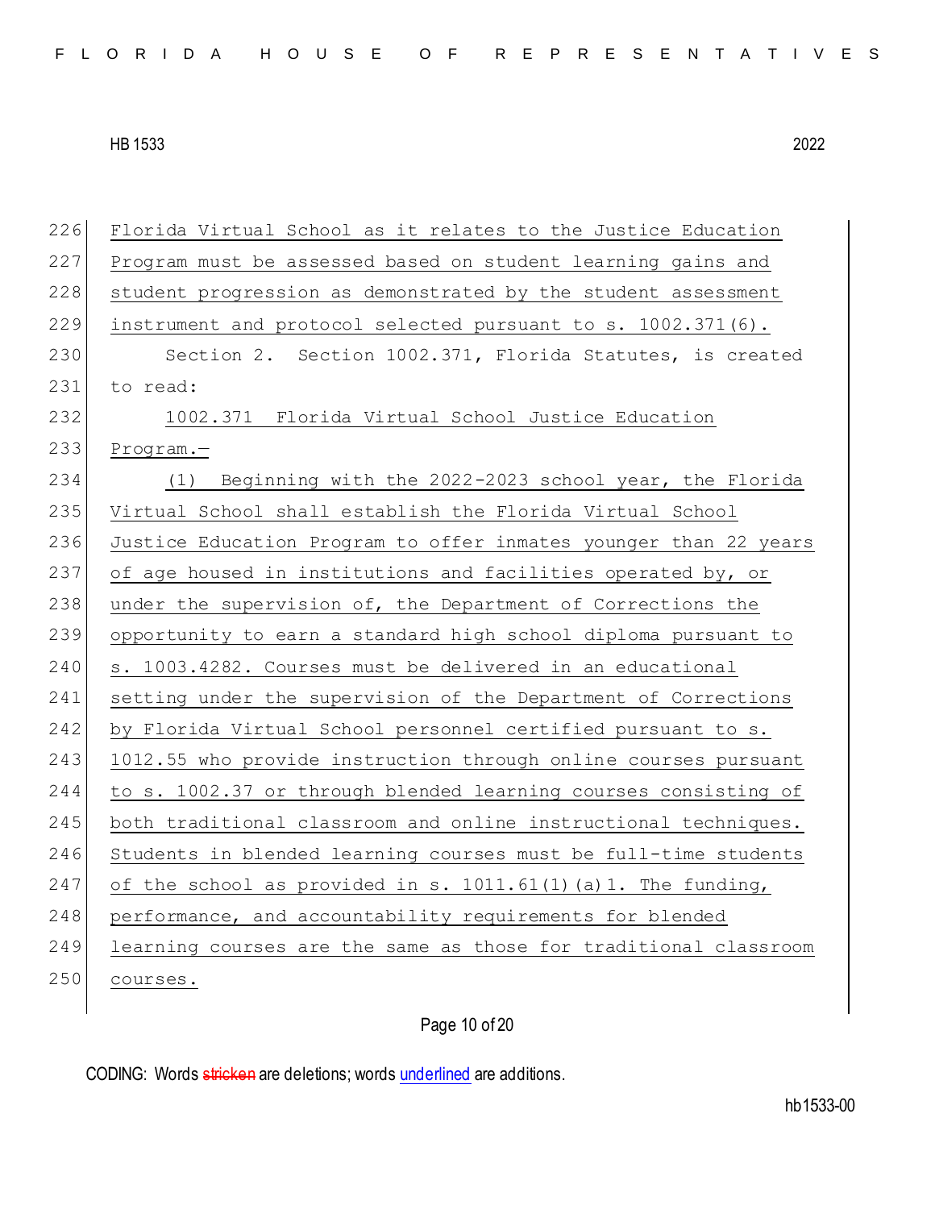226 Florida Virtual School as it relates to the Justice Education
227 Program must be assessed based on student learning gains and
228 student progression as demonstrated by the student assessment
229 instrument and protocol selected pursuant to s. 1002.371(6).

230 Section 2. Section 1002.371, Florida Statutes, is created
231 to read:

232 1002.371 Florida Virtual School Justice Education
233 Program.—

234 (1) Beginning with the 2022-2023 school year, the Florida
235 Virtual School shall establish the Florida Virtual School
236 Justice Education Program to offer inmates younger than 22 years
237 of age housed in institutions and facilities operated by, or
238 under the supervision of, the Department of Corrections the
239 opportunity to earn a standard high school diploma pursuant to
240 s. 1003.4282. Courses must be delivered in an educational
241 setting under the supervision of the Department of Corrections
242 by Florida Virtual School personnel certified pursuant to s.
243 1012.55 who provide instruction through online courses pursuant
244 to s. 1002.37 or through blended learning courses consisting of
245 both traditional classroom and online instructional techniques.
246 Students in blended learning courses must be full-time students
247 of the school as provided in s. 1011.61(1)(a)1. The funding,
248 performance, and accountability requirements for blended
249 learning courses are the same as those for traditional classroom
250 courses.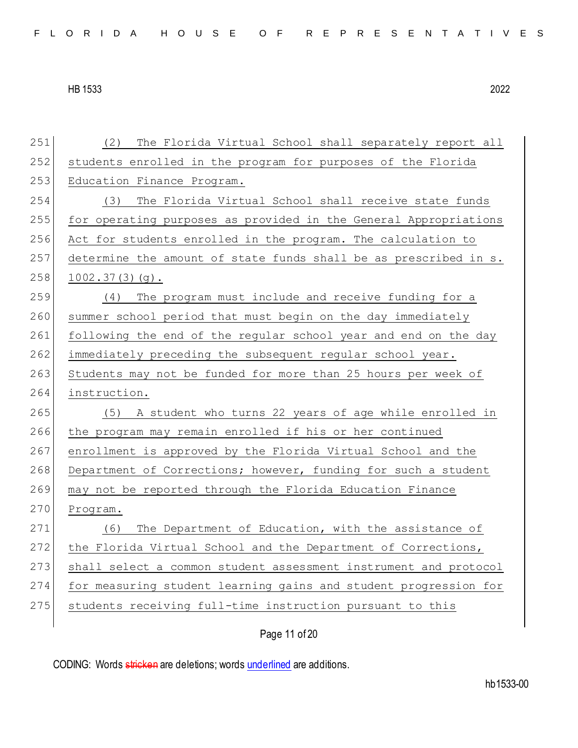(2) The Florida Virtual School shall separately report all students enrolled in the program for purposes of the Florida Education Finance Program.

(3) The Florida Virtual School shall receive state funds for operating purposes as provided in the General Appropriations Act for students enrolled in the program. The calculation to determine the amount of state funds shall be as prescribed in s. 1002.37(3)(g).

(4) The program must include and receive funding for a summer school period that must begin on the day immediately following the end of the regular school year and end on the day immediately preceding the subsequent regular school year. Students may not be funded for more than 25 hours per week of instruction.

(5) A student who turns 22 years of age while enrolled in the program may remain enrolled if his or her continued enrollment is approved by the Florida Virtual School and the Department of Corrections; however, funding for such a student may not be reported through the Florida Education Finance Program.

(6) The Department of Education, with the assistance of the Florida Virtual School and the Department of Corrections, shall select a common student assessment instrument and protocol for measuring student learning gains and student progression for students receiving full-time instruction pursuant to this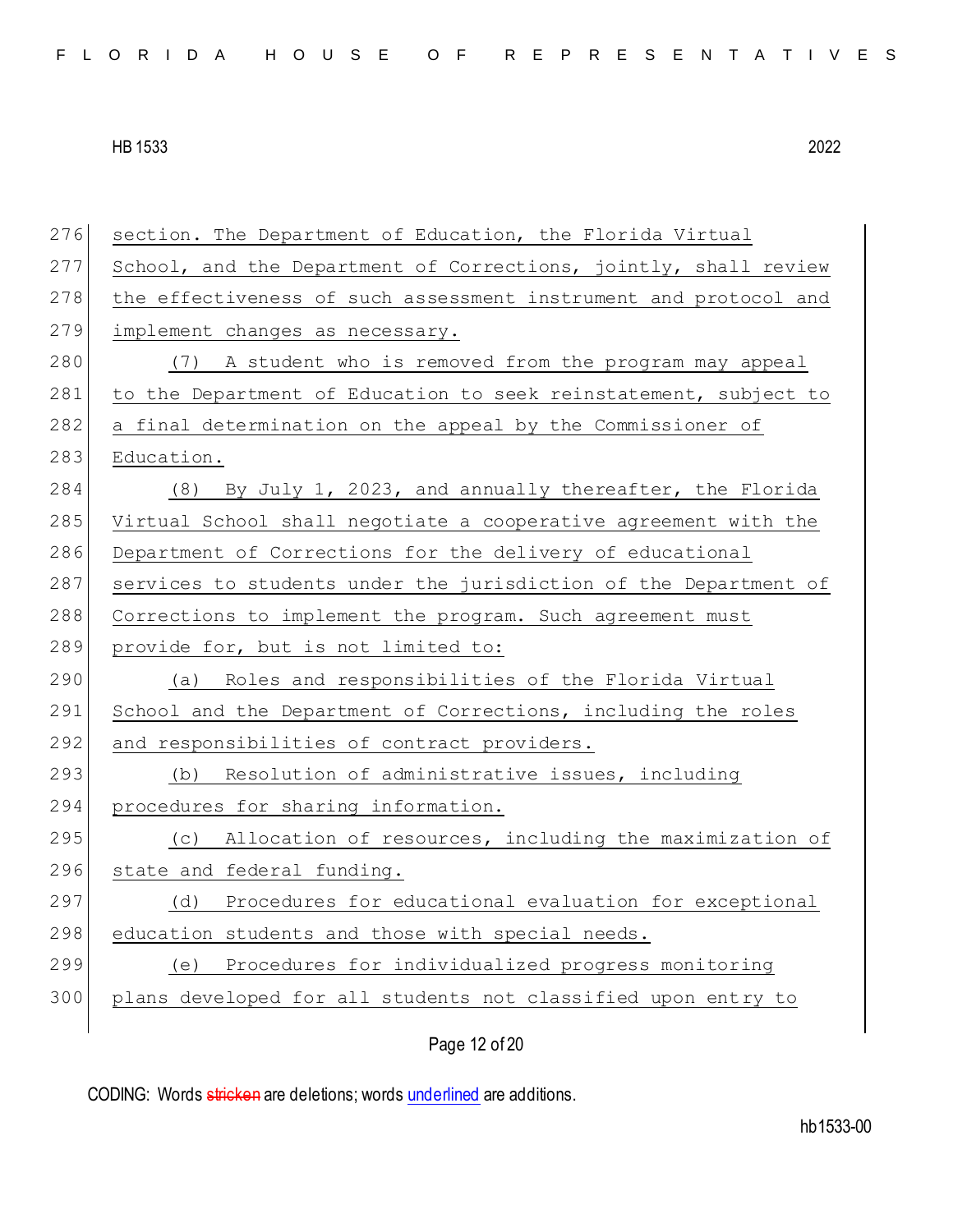section. The Department of Education, the Florida Virtual School, and the Department of Corrections, jointly, shall review the effectiveness of such assessment instrument and protocol and implement changes as necessary.

(7) A student who is removed from the program may appeal to the Department of Education to seek reinstatement, subject to a final determination on the appeal by the Commissioner of Education.

(8) By July 1, 2023, and annually thereafter, the Florida Virtual School shall negotiate a cooperative agreement with the Department of Corrections for the delivery of educational services to students under the jurisdiction of the Department of Corrections to implement the program. Such agreement must provide for, but is not limited to:

(a) Roles and responsibilities of the Florida Virtual School and the Department of Corrections, including the roles and responsibilities of contract providers.

(b) Resolution of administrative issues, including procedures for sharing information.

(c) Allocation of resources, including the maximization of state and federal funding.

(d) Procedures for educational evaluation for exceptional education students and those with special needs.

(e) Procedures for individualized progress monitoring plans developed for all students not classified upon entry to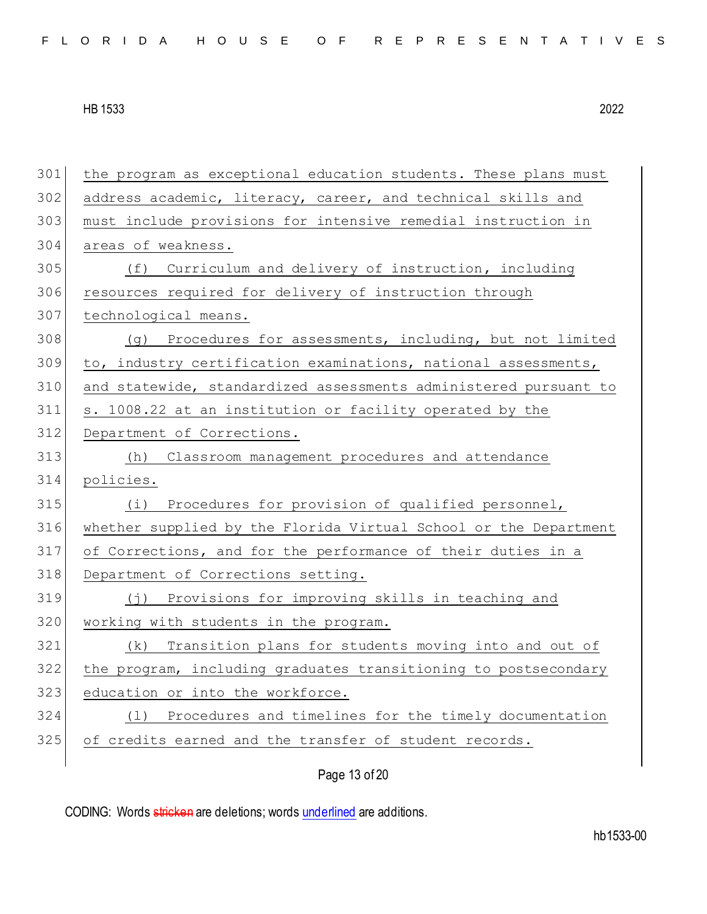the program as exceptional education students. These plans must address academic, literacy, career, and technical skills and must include provisions for intensive remedial instruction in areas of weakness.

(f) Curriculum and delivery of instruction, including resources required for delivery of instruction through technological means.

(g) Procedures for assessments, including, but not limited to, industry certification examinations, national assessments, and statewide, standardized assessments administered pursuant to s. 1008.22 at an institution or facility operated by the Department of Corrections.

(h) Classroom management procedures and attendance policies.

(i) Procedures for provision of qualified personnel, whether supplied by the Florida Virtual School or the Department of Corrections, and for the performance of their duties in a Department of Corrections setting.

(j) Provisions for improving skills in teaching and working with students in the program.

(k) Transition plans for students moving into and out of the program, including graduates transitioning to postsecondary education or into the workforce.

(l) Procedures and timelines for the timely documentation of credits earned and the transfer of student records.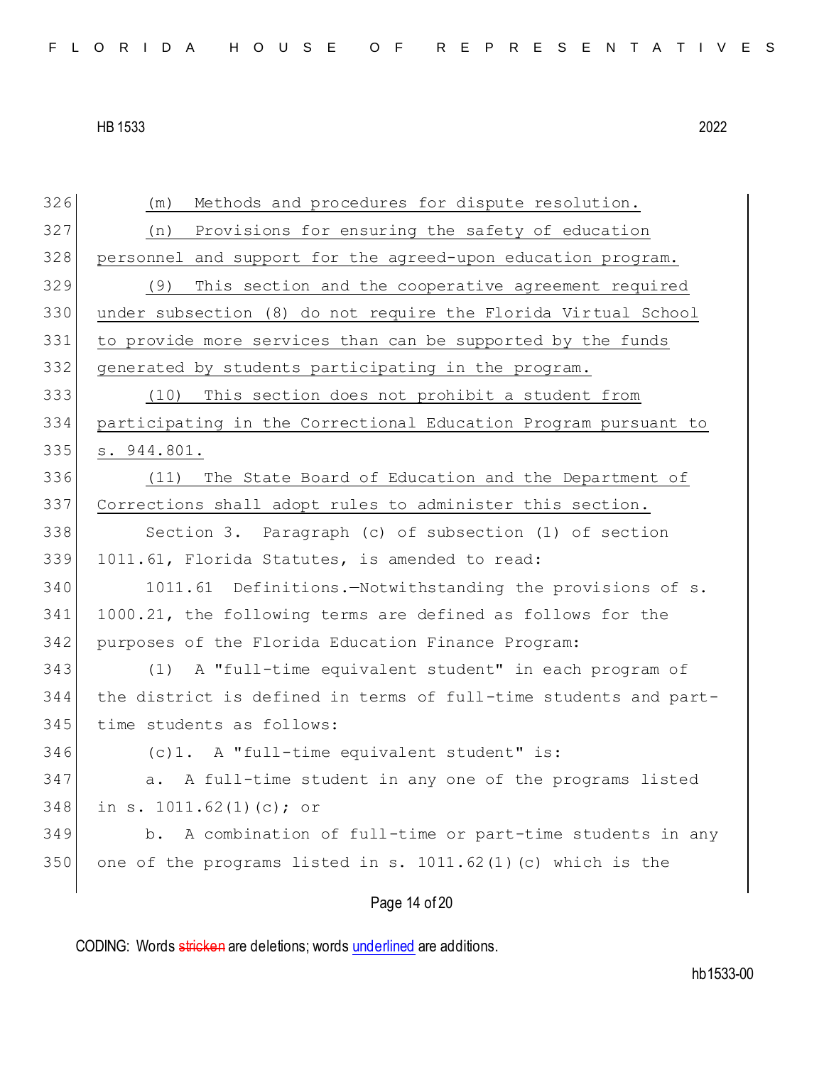(m) Methods and procedures for dispute resolution.

(n) Provisions for ensuring the safety of education personnel and support for the agreed-upon education program.

(9) This section and the cooperative agreement required under subsection (8) do not require the Florida Virtual School to provide more services than can be supported by the funds generated by students participating in the program.

(10) This section does not prohibit a student from participating in the Correctional Education Program pursuant to s. 944.801.

(11) The State Board of Education and the Department of Corrections shall adopt rules to administer this section.

Section 3. Paragraph (c) of subsection (1) of section 1011.61, Florida Statutes, is amended to read:

1011.61 Definitions.—Notwithstanding the provisions of s. 1000.21, the following terms are defined as follows for the purposes of the Florida Education Finance Program:

(1) A "full-time equivalent student" in each program of the district is defined in terms of full-time students and part-time students as follows:

(c)1. A "full-time equivalent student" is:

a. A full-time student in any one of the programs listed in s. 1011.62(1)(c); or

b. A combination of full-time or part-time students in any one of the programs listed in s. 1011.62(1)(c) which is the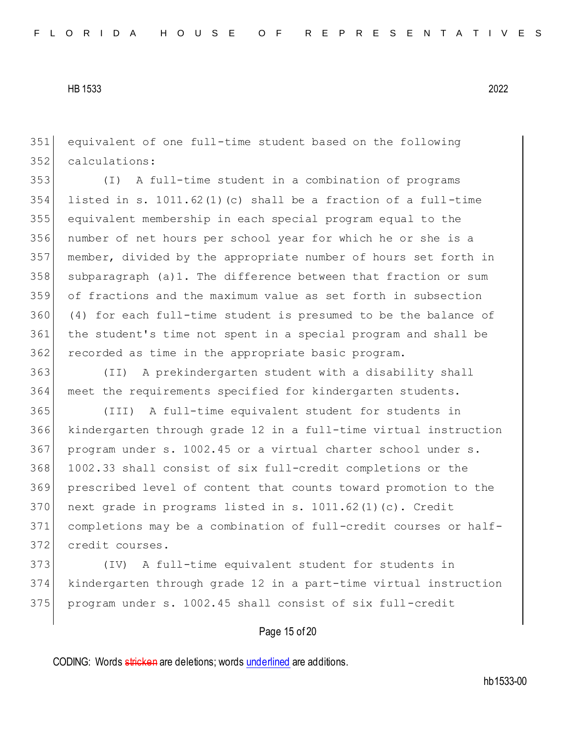equivalent of one full-time student based on the following calculations:

(I) A full-time student in a combination of programs listed in s. 1011.62(1)(c) shall be a fraction of a full-time equivalent membership in each special program equal to the number of net hours per school year for which he or she is a member, divided by the appropriate number of hours set forth in subparagraph (a)1. The difference between that fraction or sum of fractions and the maximum value as set forth in subsection (4) for each full-time student is presumed to be the balance of the student's time not spent in a special program and shall be recorded as time in the appropriate basic program.

(II) A prekindergarten student with a disability shall meet the requirements specified for kindergarten students.

(III) A full-time equivalent student for students in kindergarten through grade 12 in a full-time virtual instruction program under s. 1002.45 or a virtual charter school under s. 1002.33 shall consist of six full-credit completions or the prescribed level of content that counts toward promotion to the next grade in programs listed in s. 1011.62(1)(c). Credit completions may be a combination of full-credit courses or half-credit courses.

(IV) A full-time equivalent student for students in kindergarten through grade 12 in a part-time virtual instruction program under s. 1002.45 shall consist of six full-credit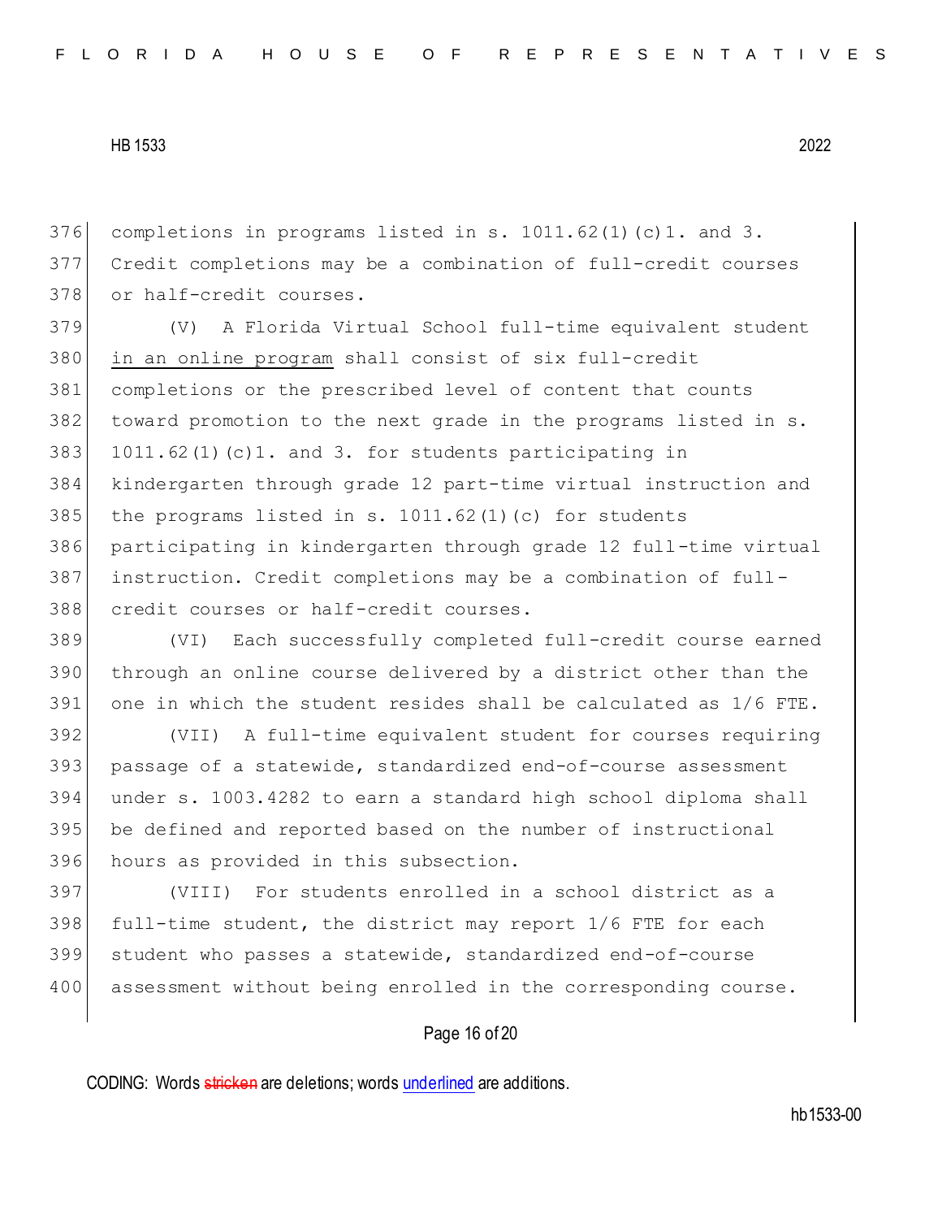completions in programs listed in s. 1011.62(1)(c)1. and 3. Credit completions may be a combination of full-credit courses or half-credit courses.

(V) A Florida Virtual School full-time equivalent student <u>in an online program</u> shall consist of six full-credit completions or the prescribed level of content that counts toward promotion to the next grade in the programs listed in s. 1011.62(1)(c)1. and 3. for students participating in kindergarten through grade 12 part-time virtual instruction and the programs listed in s. 1011.62(1)(c) for students participating in kindergarten through grade 12 full-time virtual instruction. Credit completions may be a combination of full-credit courses or half-credit courses.

(VI) Each successfully completed full-credit course earned through an online course delivered by a district other than the one in which the student resides shall be calculated as 1/6 FTE.

(VII) A full-time equivalent student for courses requiring passage of a statewide, standardized end-of-course assessment under s. 1003.4282 to earn a standard high school diploma shall be defined and reported based on the number of instructional hours as provided in this subsection.

(VIII) For students enrolled in a school district as a full-time student, the district may report 1/6 FTE for each student who passes a statewide, standardized end-of-course assessment without being enrolled in the corresponding course.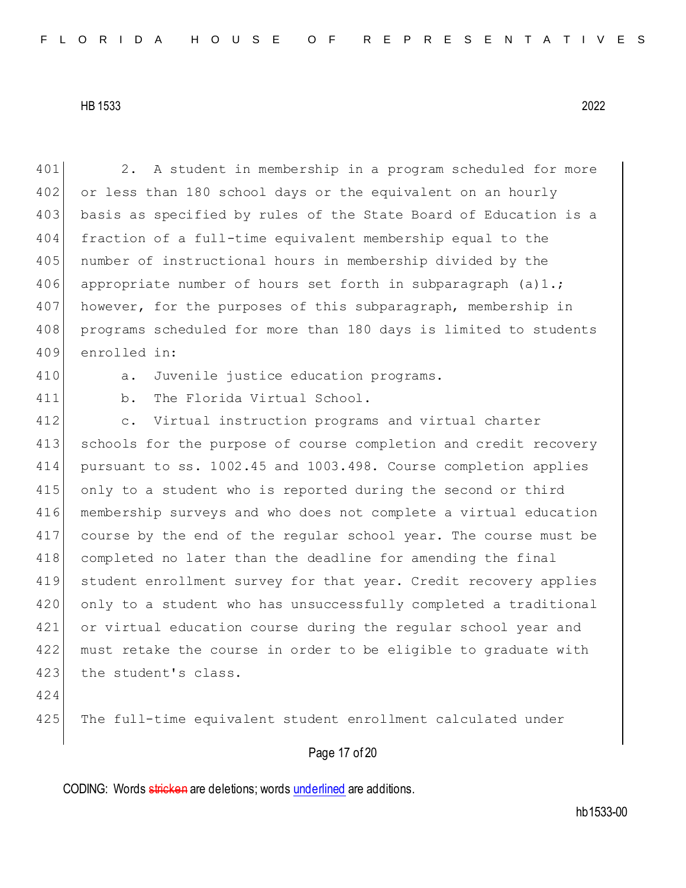2. A student in membership in a program scheduled for more or less than 180 school days or the equivalent on an hourly basis as specified by rules of the State Board of Education is a fraction of a full-time equivalent membership equal to the number of instructional hours in membership divided by the appropriate number of hours set forth in subparagraph (a)1.; however, for the purposes of this subparagraph, membership in programs scheduled for more than 180 days is limited to students enrolled in:

a. Juvenile justice education programs.

b. The Florida Virtual School.

c. Virtual instruction programs and virtual charter schools for the purpose of course completion and credit recovery pursuant to ss. 1002.45 and 1003.498. Course completion applies only to a student who is reported during the second or third membership surveys and who does not complete a virtual education course by the end of the regular school year. The course must be completed no later than the deadline for amending the final student enrollment survey for that year. Credit recovery applies only to a student who has unsuccessfully completed a traditional or virtual education course during the regular school year and must retake the course in order to be eligible to graduate with the student's class.

The full-time equivalent student enrollment calculated under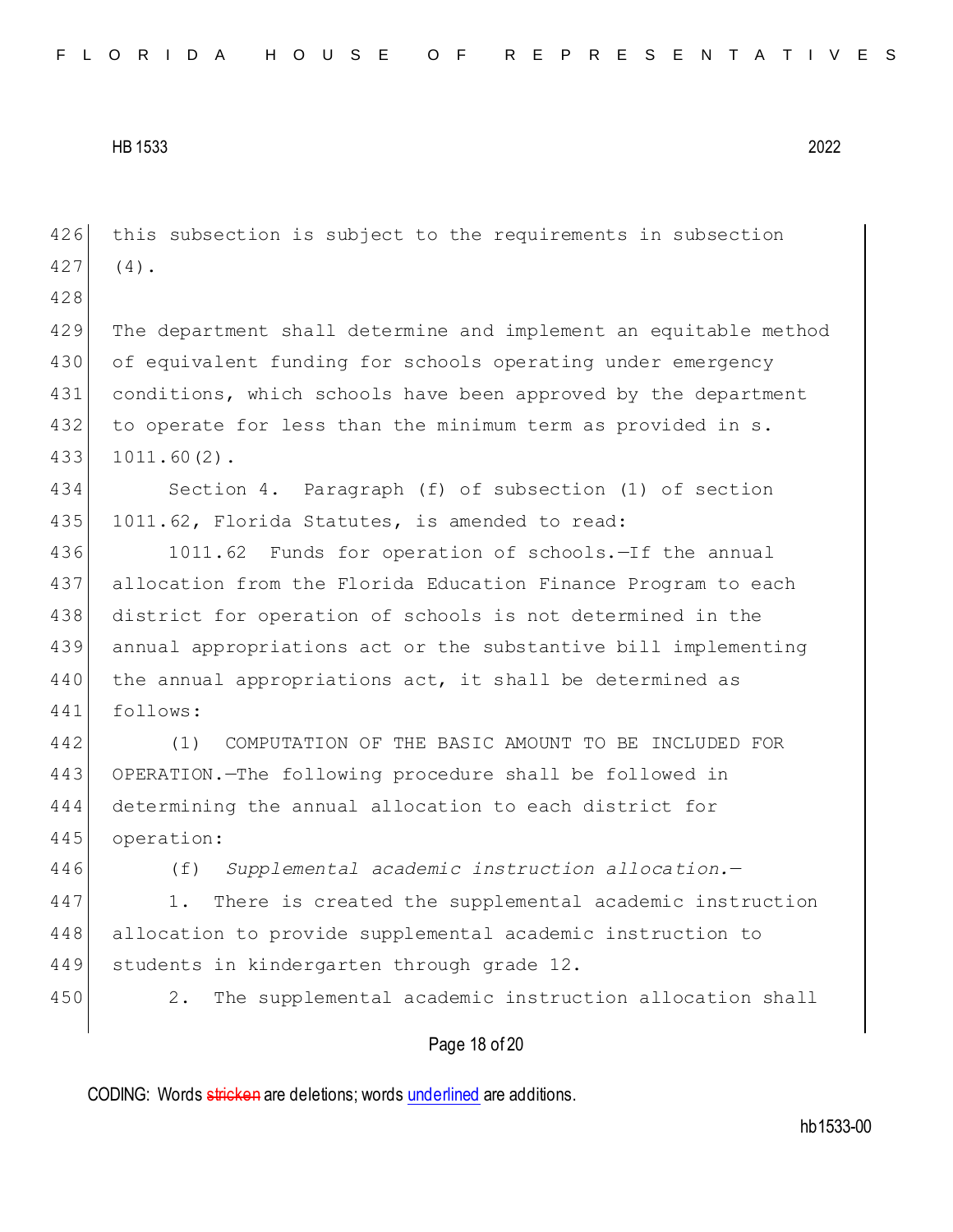this subsection is subject to the requirements in subsection (4).

The department shall determine and implement an equitable method of equivalent funding for schools operating under emergency conditions, which schools have been approved by the department to operate for less than the minimum term as provided in s. 1011.60(2).

Section 4. Paragraph (f) of subsection (1) of section 1011.62, Florida Statutes, is amended to read:

1011.62 Funds for operation of schools.—If the annual allocation from the Florida Education Finance Program to each district for operation of schools is not determined in the annual appropriations act or the substantive bill implementing the annual appropriations act, it shall be determined as follows:

(1) COMPUTATION OF THE BASIC AMOUNT TO BE INCLUDED FOR OPERATION.—The following procedure shall be followed in determining the annual allocation to each district for operation:

(f) *Supplemental academic instruction allocation.*—

1. There is created the supplemental academic instruction allocation to provide supplemental academic instruction to students in kindergarten through grade 12.

2. The supplemental academic instruction allocation shall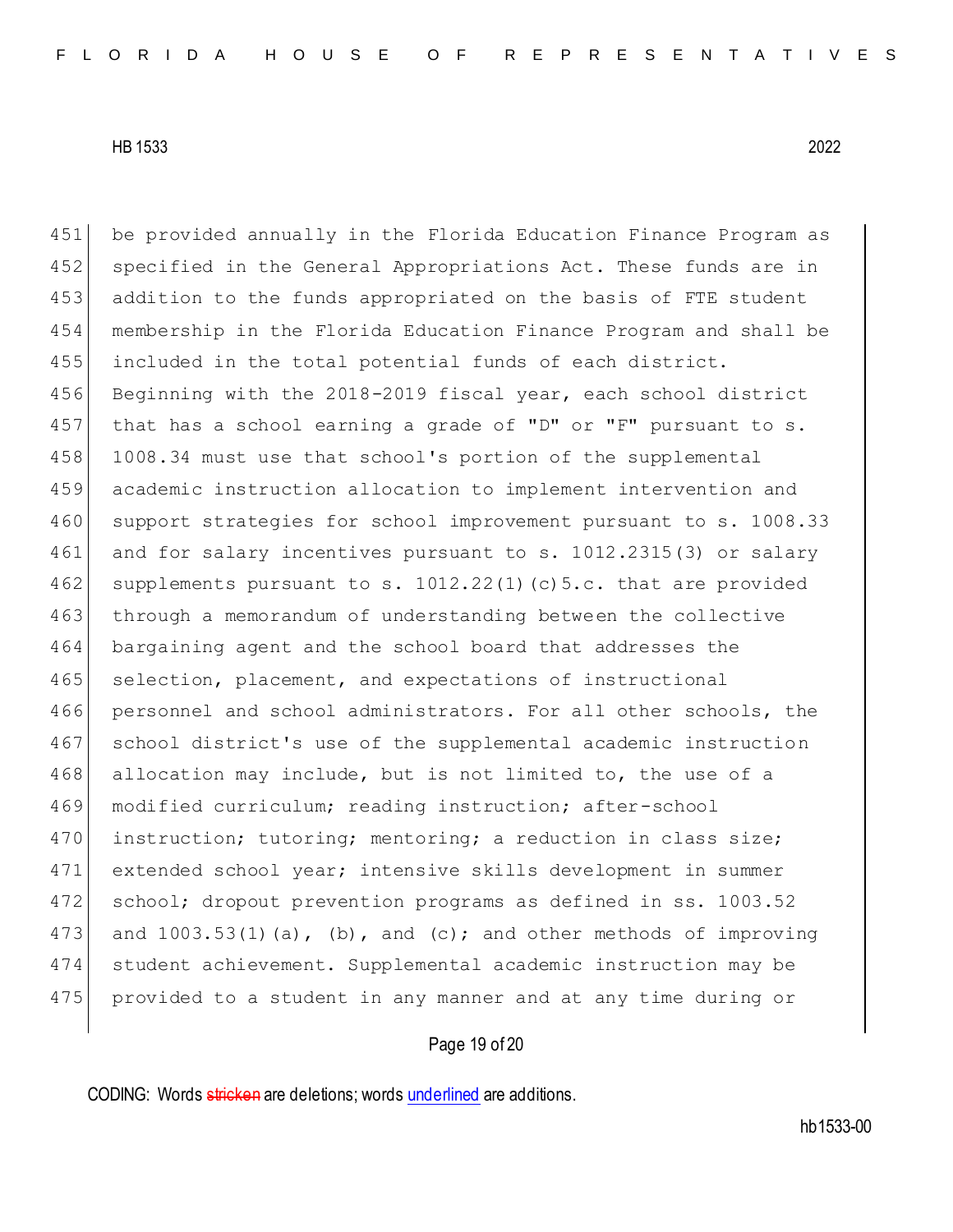451 be provided annually in the Florida Education Finance Program as
452 specified in the General Appropriations Act. These funds are in
453 addition to the funds appropriated on the basis of FTE student
454 membership in the Florida Education Finance Program and shall be
455 included in the total potential funds of each district.
456 Beginning with the 2018-2019 fiscal year, each school district
457 that has a school earning a grade of "D" or "F" pursuant to s.
458 1008.34 must use that school's portion of the supplemental
459 academic instruction allocation to implement intervention and
460 support strategies for school improvement pursuant to s. 1008.33
461 and for salary incentives pursuant to s. 1012.2315(3) or salary
462 supplements pursuant to s. 1012.22(1)(c)5.c. that are provided
463 through a memorandum of understanding between the collective
464 bargaining agent and the school board that addresses the
465 selection, placement, and expectations of instructional
466 personnel and school administrators. For all other schools, the
467 school district's use of the supplemental academic instruction
468 allocation may include, but is not limited to, the use of a
469 modified curriculum; reading instruction; after-school
470 instruction; tutoring; mentoring; a reduction in class size;
471 extended school year; intensive skills development in summer
472 school; dropout prevention programs as defined in ss. 1003.52
473 and 1003.53(1)(a), (b), and (c); and other methods of improving
474 student achievement. Supplemental academic instruction may be
475 provided to a student in any manner and at any time during or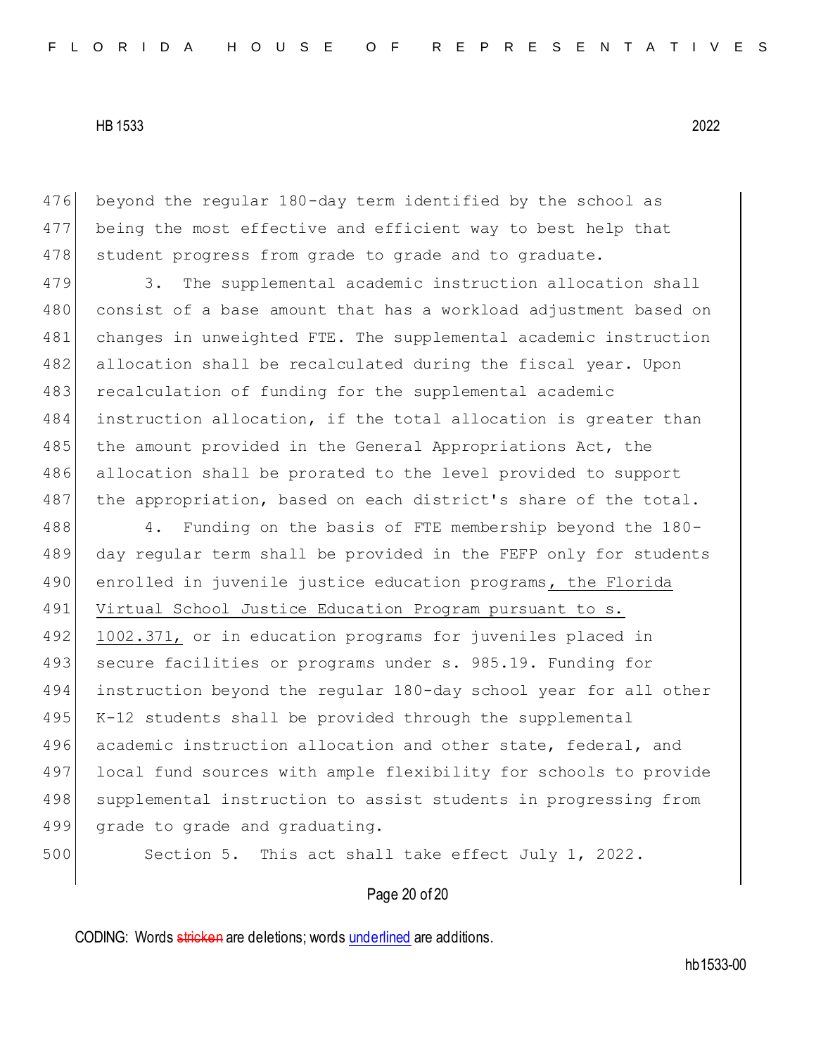beyond the regular 180-day term identified by the school as being the most effective and efficient way to best help that student progress from grade to grade and to graduate.

3. The supplemental academic instruction allocation shall consist of a base amount that has a workload adjustment based on changes in unweighted FTE. The supplemental academic instruction allocation shall be recalculated during the fiscal year. Upon recalculation of funding for the supplemental academic instruction allocation, if the total allocation is greater than the amount provided in the General Appropriations Act, the allocation shall be prorated to the level provided to support the appropriation, based on each district's share of the total.

4. Funding on the basis of FTE membership beyond the 180-day regular term shall be provided in the FEFP only for students enrolled in juvenile justice education programs, the Florida Virtual School Justice Education Program pursuant to s. 1002.371, or in education programs for juveniles placed in secure facilities or programs under s. 985.19. Funding for instruction beyond the regular 180-day school year for all other K-12 students shall be provided through the supplemental academic instruction allocation and other state, federal, and local fund sources with ample flexibility for schools to provide supplemental instruction to assist students in progressing from grade to grade and graduating.

Section 5. This act shall take effect July 1, 2022.

CODING: Words stricken are deletions; words underlined are additions.